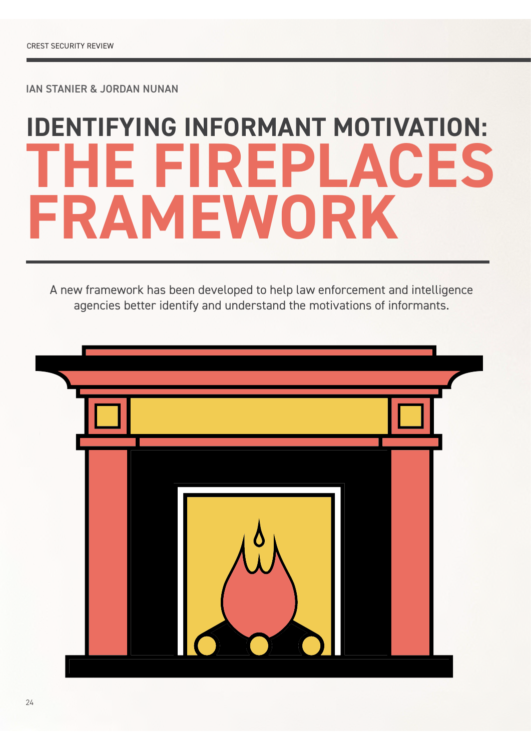IAN STANIER & JORDAN NUNAN

# IDENTIFYING INFORMANT MOTIVATION: THE FIREPLACES FRAMEWORK

A new framework has been developed to help law enforcement and intelligence agencies better identify and understand the motivations of informants.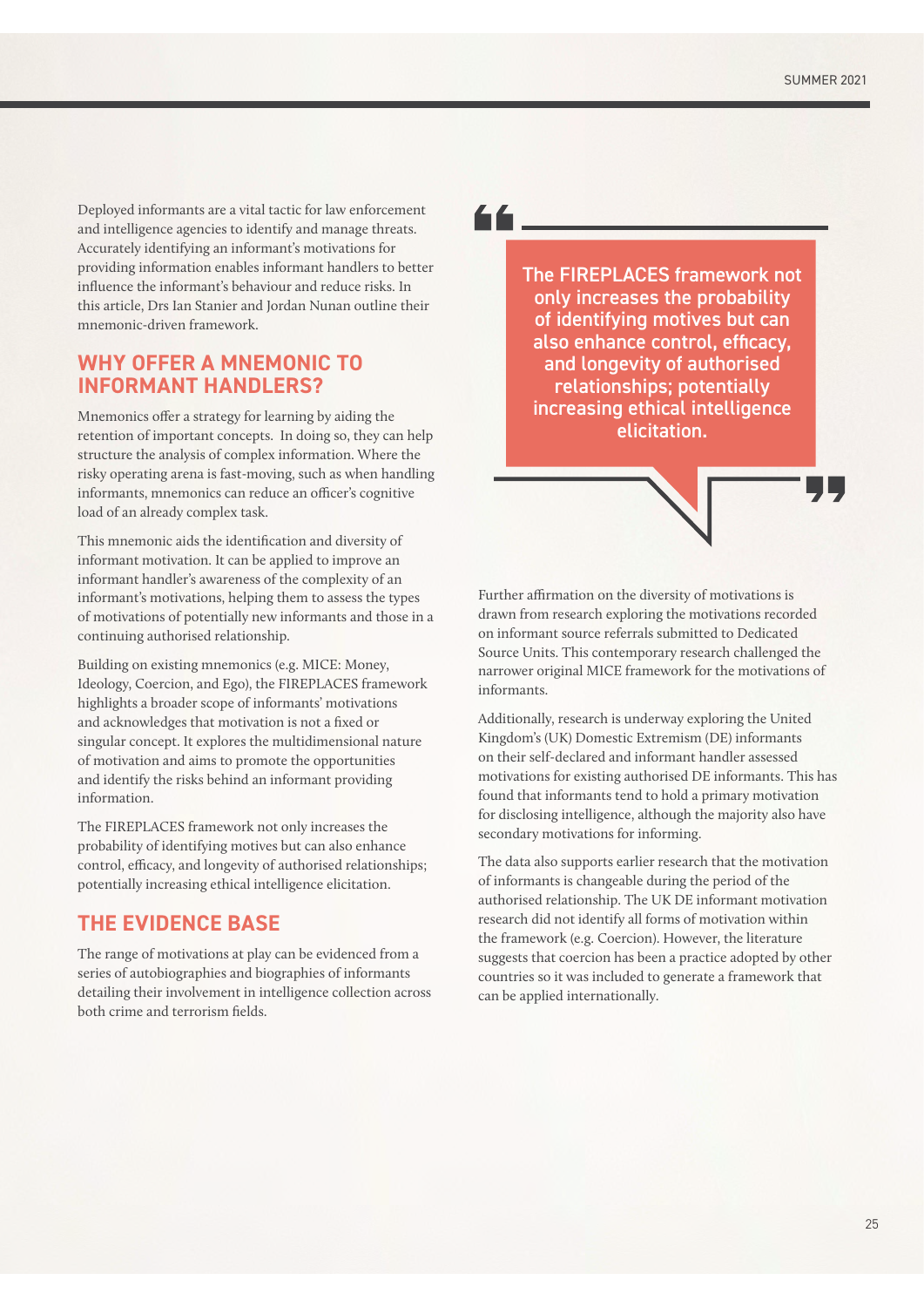Deployed informants are a vital tactic for law enforcement and intelligence agencies to identify and manage threats. Accurately identifying an informant's motivations for providing information enables informant handlers to better influence the informant's behaviour and reduce risks. In this article, Drs Ian Stanier and Jordan Nunan outline their mnemonic-driven framework.

## WHY OFFER A MNEMONIC TO INFORMANT HANDLERS?

Mnemonics offer a strategy for learning by aiding the retention of important concepts. In doing so, they can help structure the analysis of complex information. Where the risky operating arena is fast-moving, such as when handling informants, mnemonics can reduce an officer's cognitive load of an already complex task.

This mnemonic aids the identification and diversity of informant motivation. It can be applied to improve an informant handler's awareness of the complexity of an informant's motivations, helping them to assess the types of motivations of potentially new informants and those in a continuing authorised relationship.

Building on existing mnemonics (e.g. MICE: Money, Ideology, Coercion, and Ego), the FIREPLACES framework highlights a broader scope of informants' motivations and acknowledges that motivation is not a fixed or singular concept. It explores the multidimensional nature of motivation and aims to promote the opportunities and identify the risks behind an informant providing information.

The FIREPLACES framework not only increases the probability of identifying motives but can also enhance control, efficacy, and longevity of authorised relationships; potentially increasing ethical intelligence elicitation.

## THE EVIDENCE BASE

The range of motivations at play can be evidenced from a series of autobiographies and biographies of informants detailing their involvement in intelligence collection across both crime and terrorism fields.

> The FIREPLACES framework not only increases the probability of identifying motives but can also enhance control, efficacy, and longevity of authorised relationships; potentially increasing ethical intelligence elicitation.

Further affirmation on the diversity of motivations is drawn from research exploring the motivations recorded on informant source referrals submitted to Dedicated Source Units. This contemporary research challenged the narrower original MICE framework for the motivations of informants.

Additionally, research is underway exploring the United Kingdom's (UK) Domestic Extremism (DE) informants on their self-declared and informant handler assessed motivations for existing authorised DE informants. This has found that informants tend to hold a primary motivation for disclosing intelligence, although the majority also have secondary motivations for informing.

The data also supports earlier research that the motivation of informants is changeable during the period of the authorised relationship. The UK DE informant motivation research did not identify all forms of motivation within the framework (e.g. Coercion). However, the literature suggests that coercion has been a practice adopted by other countries so it was included to generate a framework that can be applied internationally.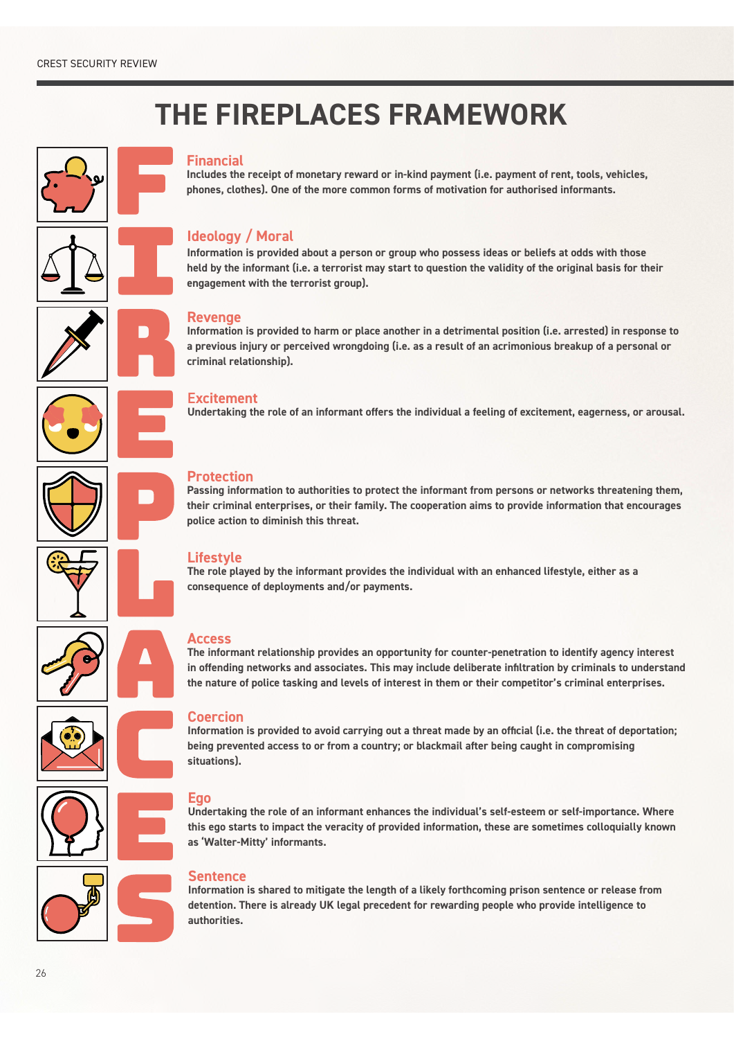# THE FIREPLACES FRAMEWORK

### Financial

**Includes the receipt of monetary reward or in-kind payment (i.e. payment of rent, tools, vehicles, phones, clothes). One of the more common forms of motivation for authorised informants.**

### Ideology / Moral

**Information is provided about a person or group who possess ideas or beliefs at odds with those held by the informant (i.e. a terrorist may start to question the validity of the original basis for their engagement with the terrorist group).**

### Revenge

**Information is provided to harm or place another in a detrimental position (i.e. arrested) in response to a previous injury or perceived wrongdoing (i.e. as a result of an acrimonious breakup of a personal or criminal relationship).**

### Excitement

**Undertaking the role of an informant offers the individual a feeling of excitement, eagerness, or arousal.**

### Protection

**Passing information to authorities to protect the informant from persons or networks threatening them, their criminal enterprises, or their family. The cooperation aims to provide information that encourages police action to diminish this threat.**

### Lifestyle

**The role played by the informant provides the individual with an enhanced lifestyle, either as a consequence of deployments and/or payments.**

### Access

**The informant relationship provides an opportunity for counter-penetration to identify agency interest in offending networks and associates. This may include deliberate infiltration by criminals to understand the nature of police tasking and levels of interest in them or their competitor's criminal enterprises.**

### Coercion

**Information is provided to avoid carrying out a threat made by an official (i.e. the threat of deportation; being prevented access to or from a country; or blackmail after being caught in compromising situations).**

### Ego

**Undertaking the role of an informant enhances the individual's self-esteem or self-importance. Where this ego starts to impact the veracity of provided information, these are sometimes colloquially known as 'Walter-Mitty' informants.**

### Sentence

**Information is shared to mitigate the length of a likely forthcoming prison sentence or release from detention. There is already UK legal precedent for rewarding people who provide intelligence to authorities.**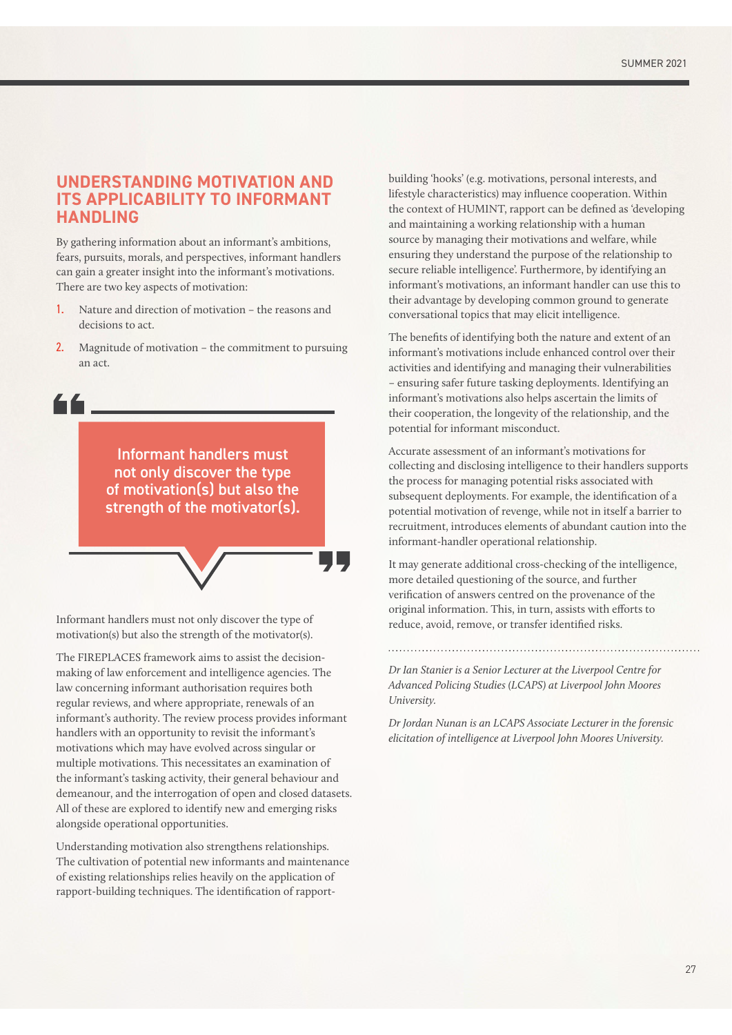## UNDERSTANDING MOTIVATION AND ITS APPLICABILITY TO INFORMANT HANDLING

By gathering information about an informant's ambitions, fears, pursuits, morals, and perspectives, informant handlers can gain a greater insight into the informant's motivations. There are two key aspects of motivation:

1. Nature and direction of motivation – the reasons and decisions to act.
2. Magnitude of motivation – the commitment to pursuing an act.

> Informant handlers must not only discover the type of motivation(s) but also the strength of the motivator(s).

Informant handlers must not only discover the type of motivation(s) but also the strength of the motivator(s).

The FIREPLACES framework aims to assist the decision-making of law enforcement and intelligence agencies. The law concerning informant authorisation requires both regular reviews, and where appropriate, renewals of an informant's authority. The review process provides informant handlers with an opportunity to revisit the informant's motivations which may have evolved across singular or multiple motivations. This necessitates an examination of the informant's tasking activity, their general behaviour and demeanour, and the interrogation of open and closed datasets. All of these are explored to identify new and emerging risks alongside operational opportunities.

Understanding motivation also strengthens relationships. The cultivation of potential new informants and maintenance of existing relationships relies heavily on the application of rapport-building techniques. The identification of rapport-building 'hooks' (e.g. motivations, personal interests, and lifestyle characteristics) may influence cooperation. Within the context of HUMINT, rapport can be defined as 'developing and maintaining a working relationship with a human source by managing their motivations and welfare, while ensuring they understand the purpose of the relationship to secure reliable intelligence'. Furthermore, by identifying an informant's motivations, an informant handler can use this to their advantage by developing common ground to generate conversational topics that may elicit intelligence.

The benefits of identifying both the nature and extent of an informant's motivations include enhanced control over their activities and identifying and managing their vulnerabilities – ensuring safer future tasking deployments. Identifying an informant's motivations also helps ascertain the limits of their cooperation, the longevity of the relationship, and the potential for informant misconduct.

Accurate assessment of an informant's motivations for collecting and disclosing intelligence to their handlers supports the process for managing potential risks associated with subsequent deployments. For example, the identification of a potential motivation of revenge, while not in itself a barrier to recruitment, introduces elements of abundant caution into the informant-handler operational relationship.

It may generate additional cross-checking of the intelligence, more detailed questioning of the source, and further verification of answers centred on the provenance of the original information. This, in turn, assists with efforts to reduce, avoid, remove, or transfer identified risks.

---

*Dr Ian Stanier is a Senior Lecturer at the Liverpool Centre for Advanced Policing Studies (LCAPS) at Liverpool John Moores University.*

*Dr Jordan Nunan is an LCAPS Associate Lecturer in the forensic elicitation of intelligence at Liverpool John Moores University.*